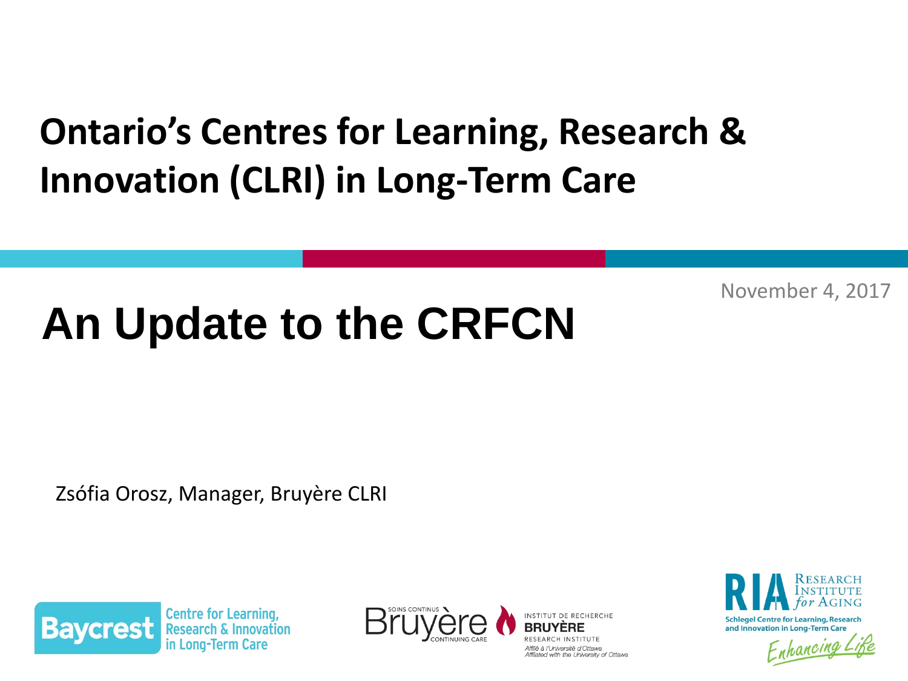# Ontario's Centres for Learning, Research & Innovation (CLRI) in Long-Term Care

November 4, 2017

## An Update to the CRFCN

Zsófia Orosz, Manager, Bruyère CLRI

Baycrest Centre for Learning, Research & Innovation in Long-Term Care

Soins continus Bruyère Continuing Care

Institut de recherche Bruyère Research Institute
Affilié à l'Université d'Ottawa
Affiliated with the University of Ottawa

RIA Research Institute for Aging
Schlegel Centre for Learning, Research and Innovation in Long-Term Care
Enhancing Life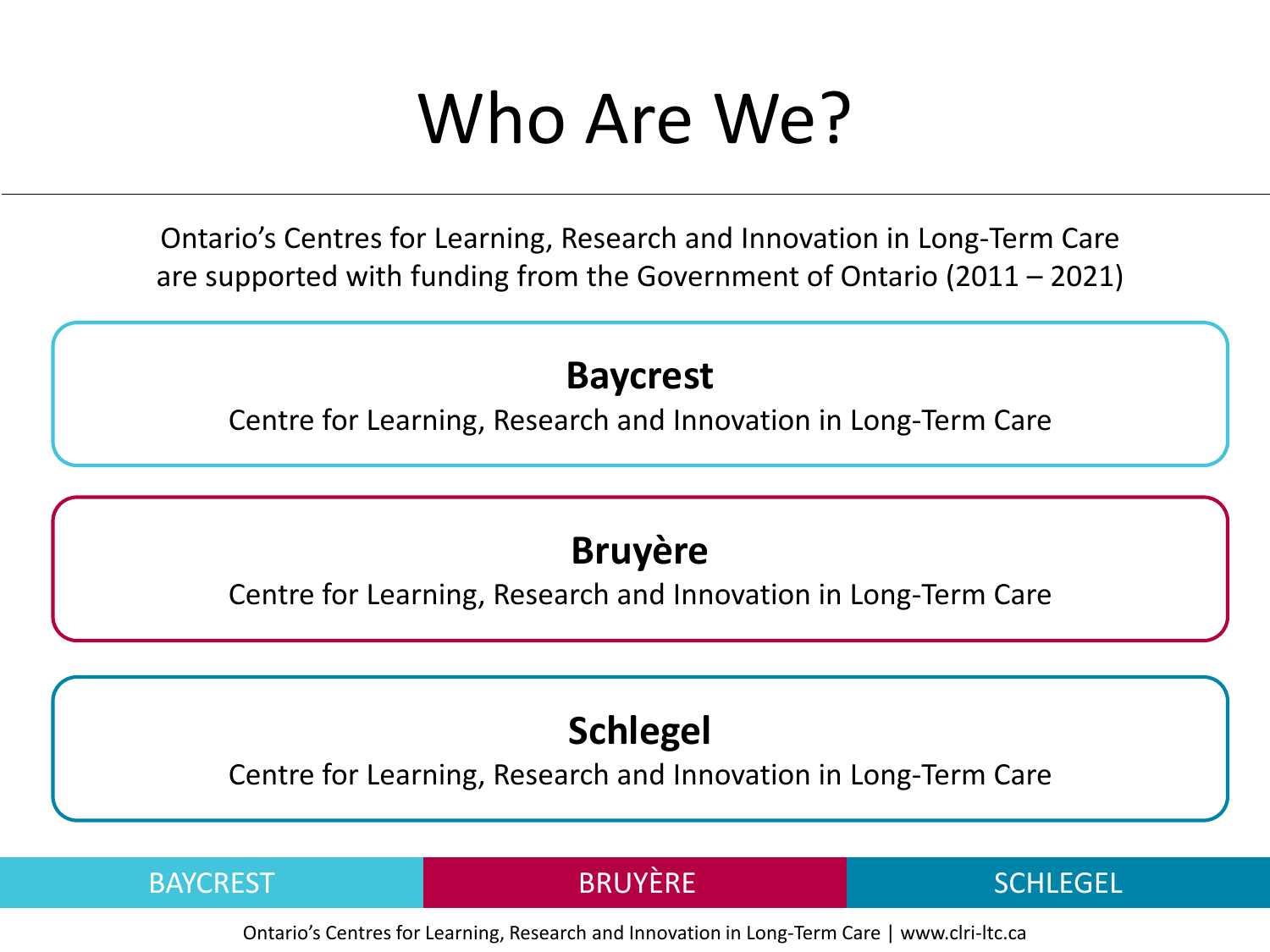# Who Are We?

Ontario's Centres for Learning, Research and Innovation in Long-Term Care are supported with funding from the Government of Ontario (2011 – 2021)

**Baycrest**
Centre for Learning, Research and Innovation in Long-Term Care

**Bruyère**
Centre for Learning, Research and Innovation in Long-Term Care

**Schlegel**
Centre for Learning, Research and Innovation in Long-Term Care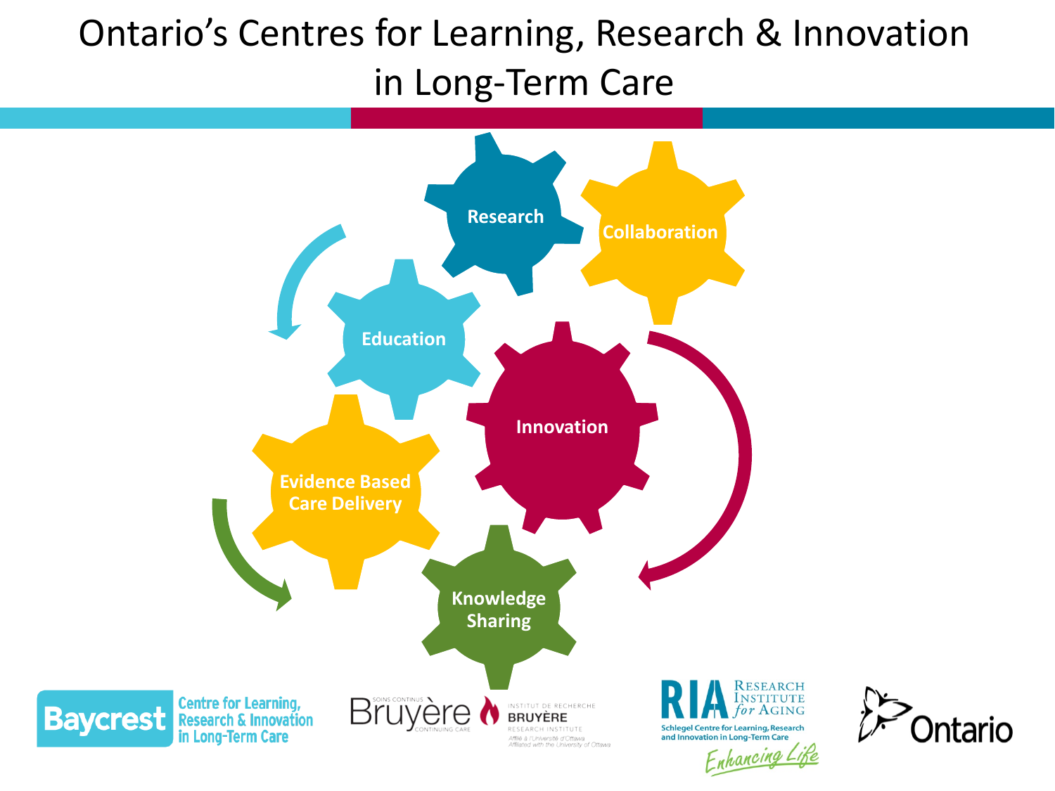# Ontario's Centres for Learning, Research & Innovation in Long-Term Care

Research

Collaboration

Education

Innovation

Evidence Based Care Delivery

Knowledge Sharing

Baycrest Centre for Learning, Research & Innovation in Long-Term Care

SOINS CONTINUS Bruyère CONTINUING CARE — INSTITUT DE RECHERCHE BRUYÈRE RESEARCH INSTITUTE — Affilié à l'Université d'Ottawa / Affiliated with the University of Ottawa

RIA Research Institute for Aging — Schlegel Centre for Learning, Research and Innovation in Long-Term Care — Enhancing Life

Ontario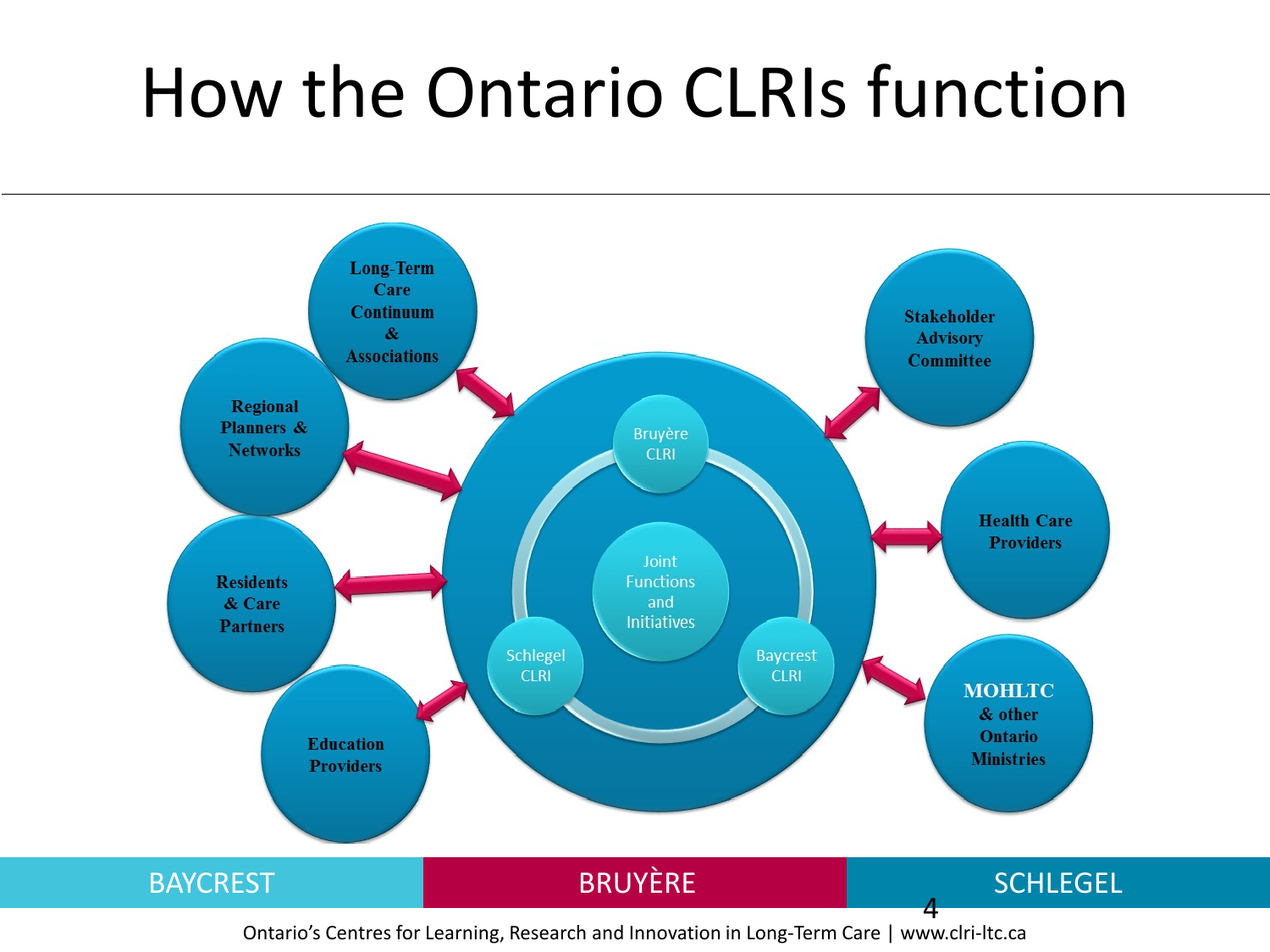# How the Ontario CLRIs function

Long-Term Care Continuum & Associations

Regional Planners & Networks

Residents & Care Partners

Education Providers

Stakeholder Advisory Committee

Health Care Providers

MOHLTC & other Ontario Ministries

Bruyère CLRI

Joint Functions and Initiatives

Schlegel CLRI

Baycrest CLRI

BAYCREST | BRUYÈRE | SCHLEGEL

Ontario's Centres for Learning, Research and Innovation in Long-Term Care | www.clri-ltc.ca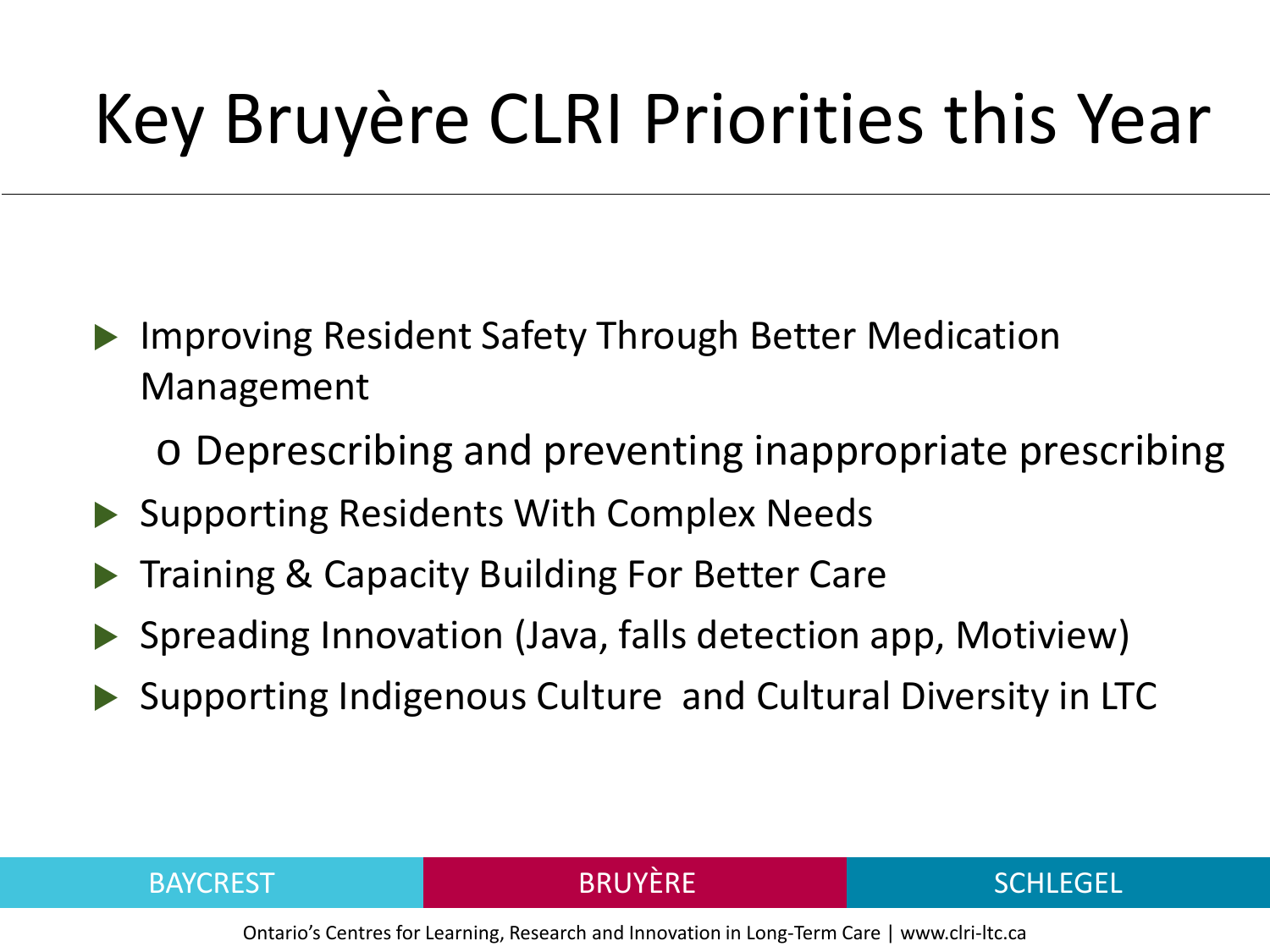# Key Bruyère CLRI Priorities this Year

- Improving Resident Safety Through Better Medication Management
  - Deprescribing and preventing inappropriate prescribing
- Supporting Residents With Complex Needs
- Training & Capacity Building For Better Care
- Spreading Innovation (Java, falls detection app, Motiview)
- Supporting Indigenous Culture and Cultural Diversity in LTC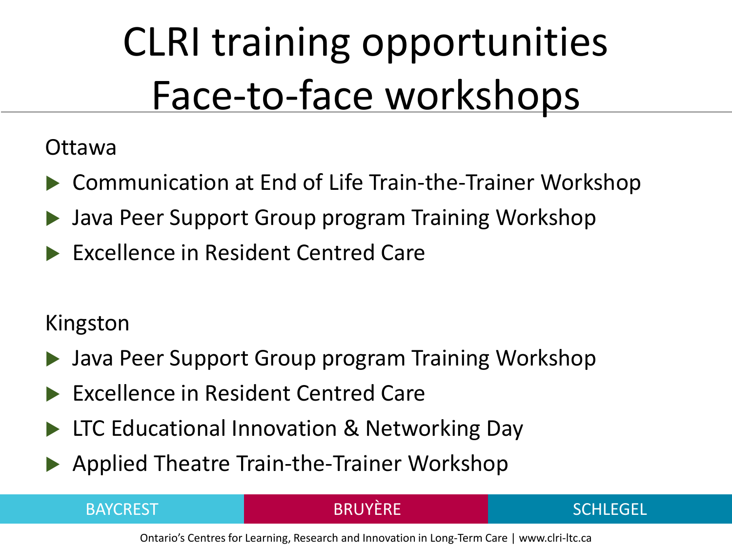# CLRI training opportunities Face-to-face workshops

Ottawa

- Communication at End of Life Train-the-Trainer Workshop
- Java Peer Support Group program Training Workshop
- Excellence in Resident Centred Care

Kingston

- Java Peer Support Group program Training Workshop
- Excellence in Resident Centred Care
- LTC Educational Innovation & Networking Day
- Applied Theatre Train-the-Trainer Workshop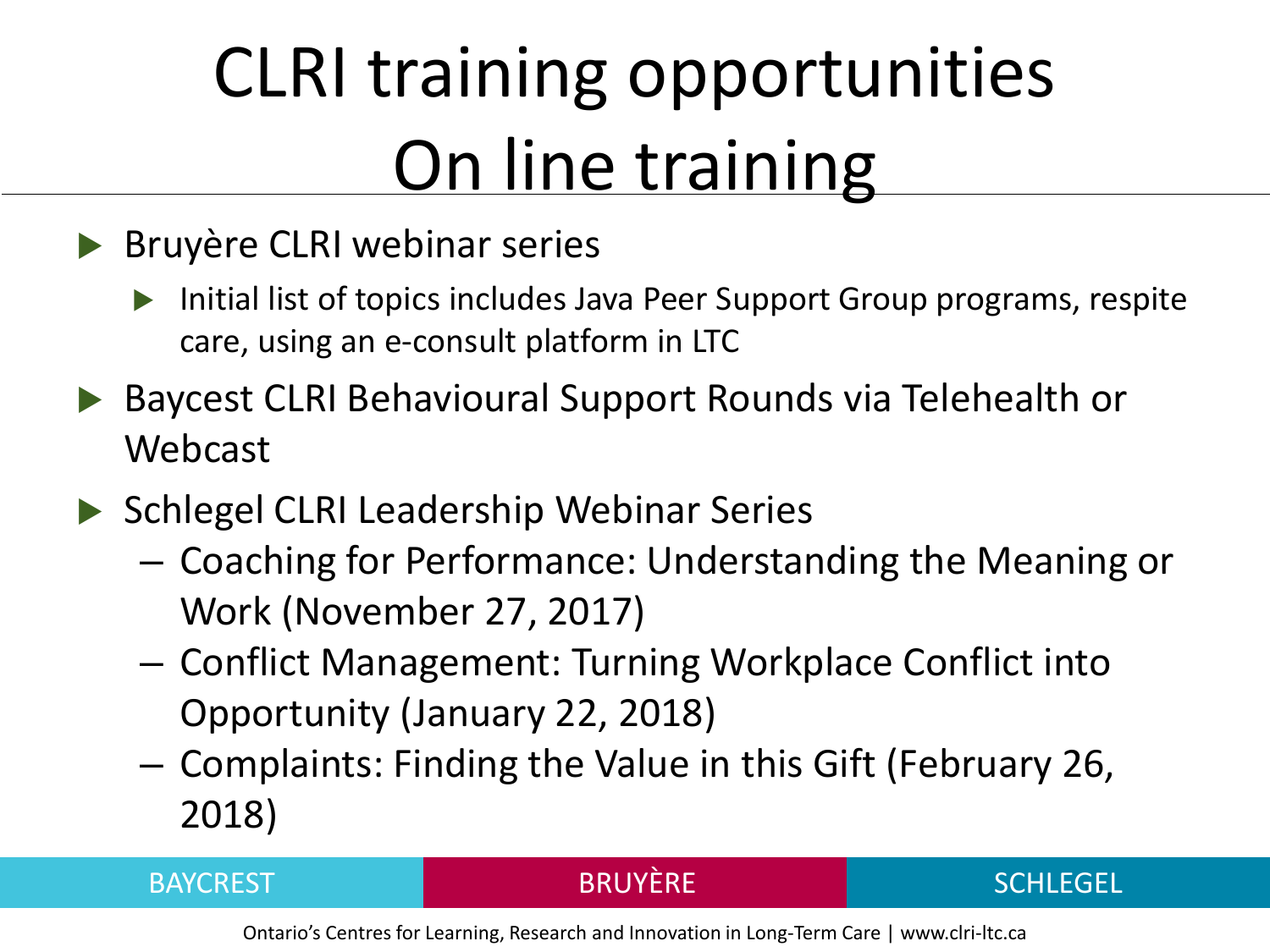# CLRI training opportunities On line training

- Bruyère CLRI webinar series
  - Initial list of topics includes Java Peer Support Group programs, respite care, using an e-consult platform in LTC
- Baycest CLRI Behavioural Support Rounds via Telehealth or Webcast
- Schlegel CLRI Leadership Webinar Series
  - Coaching for Performance: Understanding the Meaning or Work (November 27, 2017)
  - Conflict Management: Turning Workplace Conflict into Opportunity (January 22, 2018)
  - Complaints: Finding the Value in this Gift (February 26, 2018)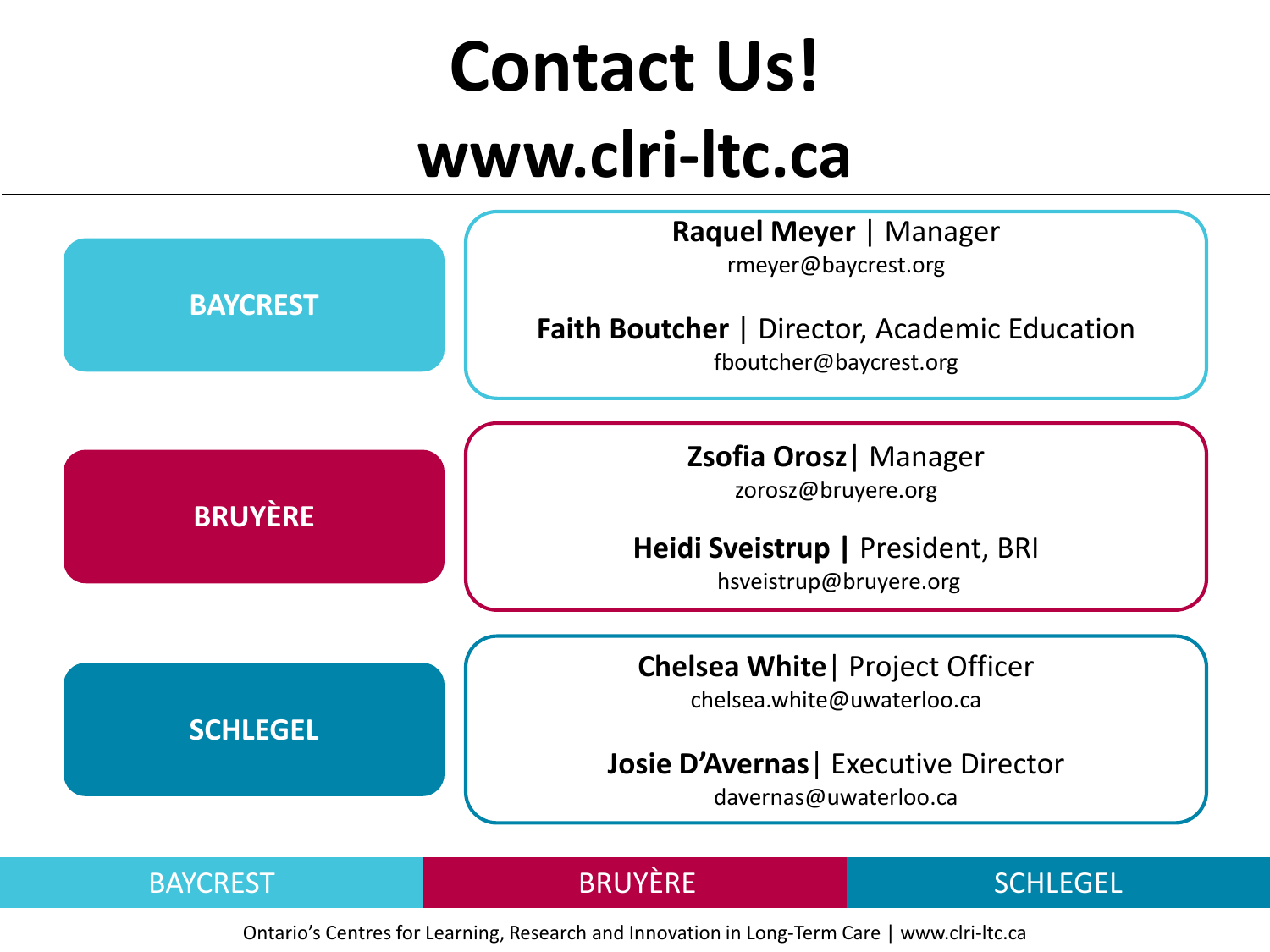# Contact Us!
# www.clri-ltc.ca

## BAYCREST

**Raquel Meyer** | Manager
rmeyer@baycrest.org

**Faith Boutcher** | Director, Academic Education
fboutcher@baycrest.org

## BRUYÈRE

**Zsofia Orosz**| Manager
zorosz@bruyere.org

**Heidi Sveistrup |** President, BRI
hsveistrup@bruyere.org

## SCHLEGEL

**Chelsea White**| Project Officer
chelsea.white@uwaterloo.ca

**Josie D'Avernas**| Executive Director
davernas@uwaterloo.ca

BAYCREST | BRUYÈRE | SCHLEGEL

Ontario's Centres for Learning, Research and Innovation in Long-Term Care | www.clri-ltc.ca